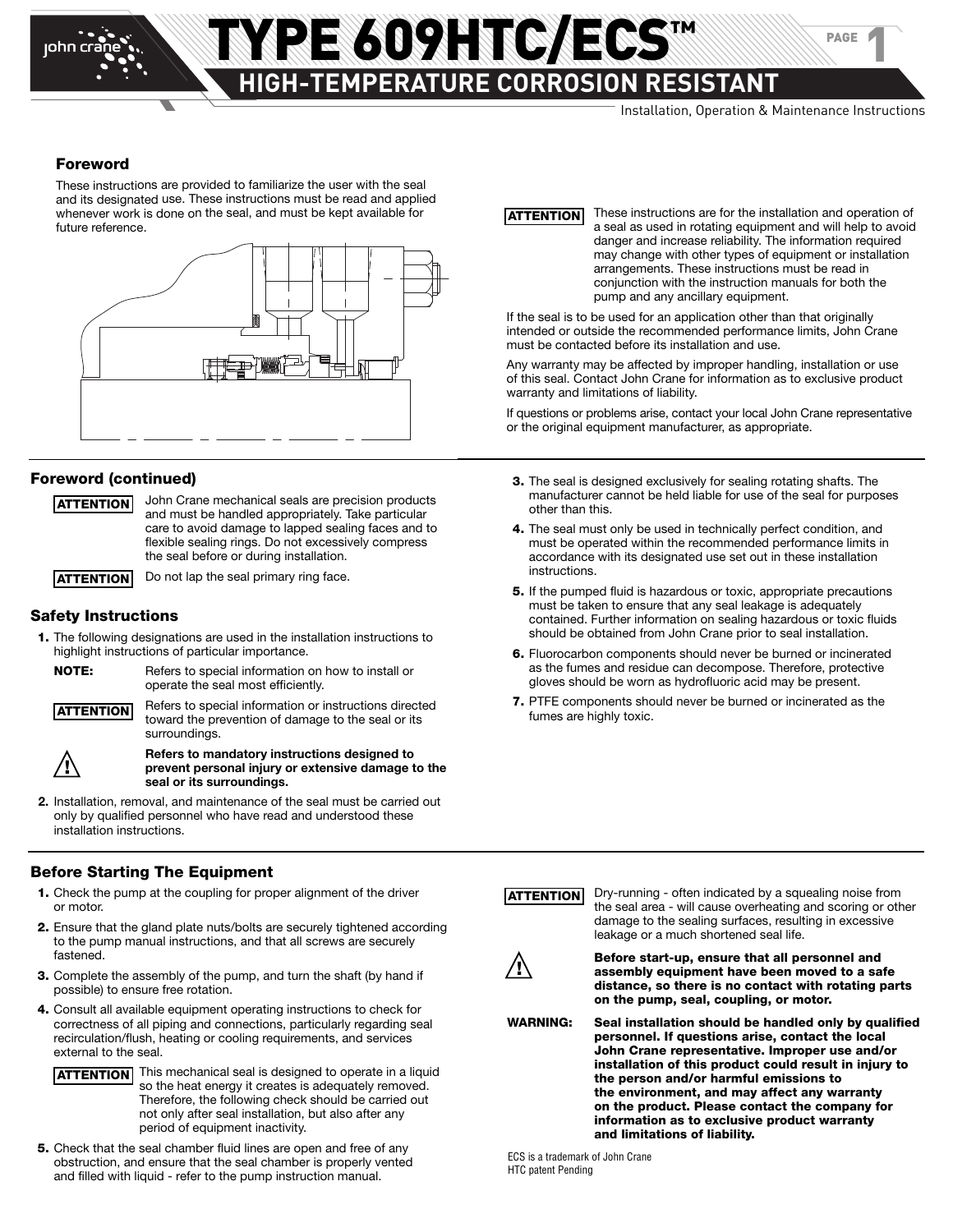# TYPE 609HTC/ECS™

## HIGH-TEMPERATURE CORROSION RESISTANT

Installation, Operation & Maintenance Instructions

### Foreword

These instructions are provided to familiarize the user with the seal and its designated use. These instructions must be read and applied whenever work is done on the seal, and must be kept available for future reference.

**ATTENTION** These instructions are for the installation and operation of a seal as used in rotating equipment and will help to avoid danger and increase reliability. The information required may change with other types of equipment or installation arrangements. These instructions must be read in conjunction with the instruction manuals for both the pump and any ancillary equipment.

If the seal is to be used for an application other than that originally intended or outside the recommended performance limits, John Crane must be contacted before its installation and use.

Any warranty may be affected by improper handling, installation or use of this seal. Contact John Crane for information as to exclusive product warranty and limitations of liability.

If questions or problems arise, contact your local John Crane representative or the original equipment manufacturer, as appropriate.

### Foreword (continued)

**ATTENTION** John Crane mechanical seals are precision products and must be handled appropriately. Take particular care to avoid damage to lapped sealing faces and to flexible sealing rings. Do not excessively compress the seal before or during installation.

**ATTENTION** Do not lap the seal primary ring face.

### Safety Instructions

1. The following designations are used in the installation instructions to highlight instructions of particular importance.

   **NOTE:** Refers to special information on how to install or operate the seal most efficiently.

   **ATTENTION** Refers to special information or instructions directed toward the prevention of damage to the seal or its surroundings.

   ⚠ **Refers to mandatory instructions designed to prevent personal injury or extensive damage to the seal or its surroundings.**

2. Installation, removal, and maintenance of the seal must be carried out only by qualified personnel who have read and understood these installation instructions.
3. The seal is designed exclusively for sealing rotating shafts. The manufacturer cannot be held liable for use of the seal for purposes other than this.
4. The seal must only be used in technically perfect condition, and must be operated within the recommended performance limits in accordance with its designated use set out in these installation instructions.
5. If the pumped fluid is hazardous or toxic, appropriate precautions must be taken to ensure that any seal leakage is adequately contained. Further information on sealing hazardous or toxic fluids should be obtained from John Crane prior to seal installation.
6. Fluorocarbon components should never be burned or incinerated as the fumes and residue can decompose. Therefore, protective gloves should be worn as hydrofluoric acid may be present.
7. PTFE components should never be burned or incinerated as the fumes are highly toxic.

### Before Starting The Equipment

1. Check the pump at the coupling for proper alignment of the driver or motor.
2. Ensure that the gland plate nuts/bolts are securely tightened according to the pump manual instructions, and that all screws are securely fastened.
3. Complete the assembly of the pump, and turn the shaft (by hand if possible) to ensure free rotation.
4. Consult all available equipment operating instructions to check for correctness of all piping and connections, particularly regarding seal recirculation/flush, heating or cooling requirements, and services external to the seal.

   **ATTENTION** This mechanical seal is designed to operate in a liquid so the heat energy it creates is adequately removed. Therefore, the following check should be carried out not only after seal installation, but also after any period of equipment inactivity.

5. Check that the seal chamber fluid lines are open and free of any obstruction, and ensure that the seal chamber is properly vented and filled with liquid - refer to the pump instruction manual.

**ATTENTION** Dry-running - often indicated by a squealing noise from the seal area - will cause overheating and scoring or other damage to the sealing surfaces, resulting in excessive leakage or a much shortened seal life.

⚠ **Before start-up, ensure that all personnel and assembly equipment have been moved to a safe distance, so there is no contact with rotating parts on the pump, seal, coupling, or motor.**

**WARNING: Seal installation should be handled only by qualified personnel. If questions arise, contact the local John Crane representative. Improper use and/or installation of this product could result in injury to the person and/or harmful emissions to the environment, and may affect any warranty on the product. Please contact the company for information as to exclusive product warranty and limitations of liability.**

ECS is a trademark of John Crane
HTC patent Pending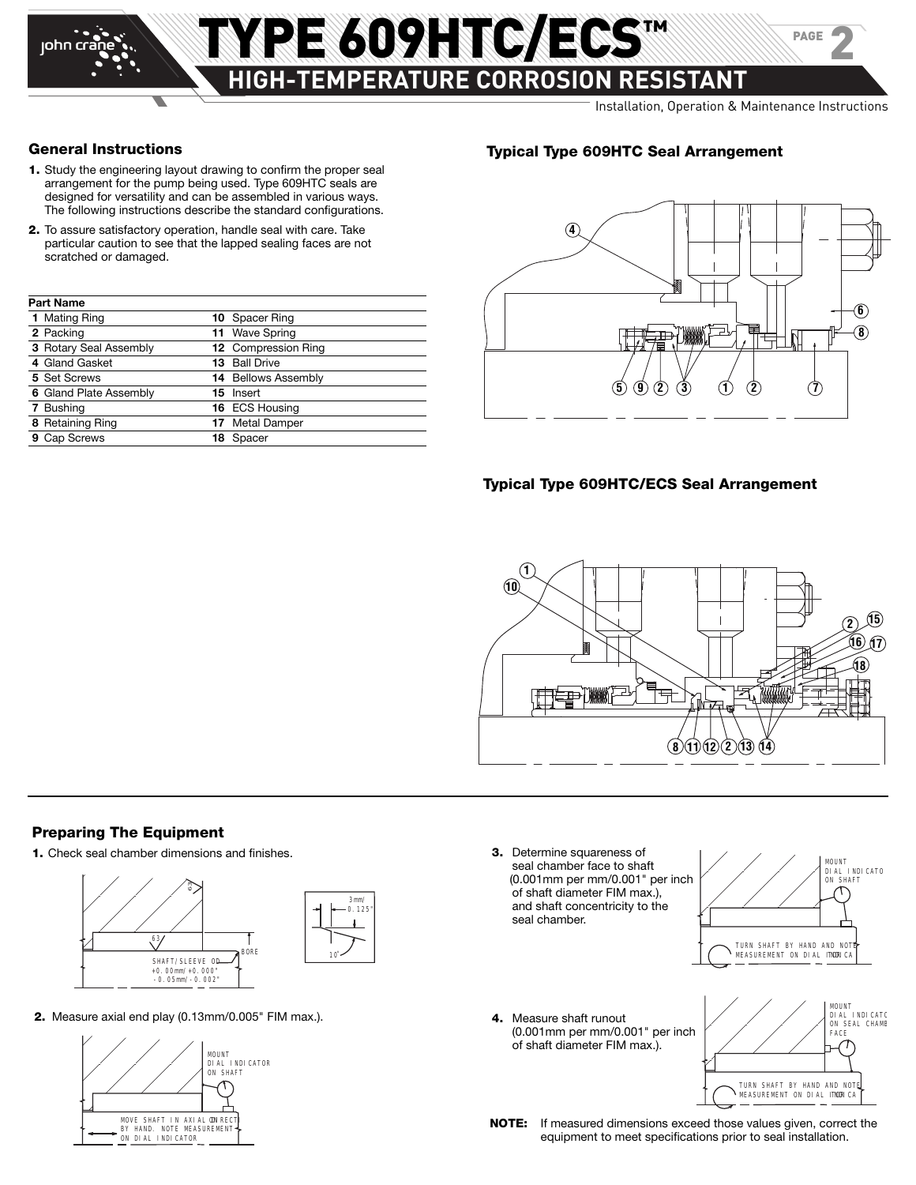## General Instructions

1. Study the engineering layout drawing to confirm the proper seal arrangement for the pump being used. Type 609HTC seals are designed for versatility and can be assembled in various ways. The following instructions describe the standard configurations.
2. To assure satisfactory operation, handle seal with care. Take particular caution to see that the lapped sealing faces are not scratched or damaged.

| Part Name | |
|---|---|
| 1 Mating Ring | 10 Spacer Ring |
| 2 Packing | 11 Wave Spring |
| 3 Rotary Seal Assembly | 12 Compression Ring |
| 4 Gland Gasket | 13 Ball Drive |
| 5 Set Screws | 14 Bellows Assembly |
| 6 Gland Plate Assembly | 15 Insert |
| 7 Bushing | 16 ECS Housing |
| 8 Retaining Ring | 17 Metal Damper |
| 9 Cap Screws | 18 Spacer |

### Typical Type 609HTC Seal Arrangement

### Typical Type 609HTC/ECS Seal Arrangement

## Preparing The Equipment

1. Check seal chamber dimensions and finishes.

   SHAFT/SLEEVE OD +0.00mm/+0.000" -0.05mm/-0.002"

   BORE

   3mm/0.125"

   10°

2. Measure axial end play (0.13mm/0.005" FIM max.).

   MOUNT DIAL INDICATOR ON SHAFT

   MOVE SHAFT IN AXIAL DIRECTION BY HAND. NOTE MEASUREMENT ON DIAL INDICATOR

3. Determine squareness of seal chamber face to shaft (0.001mm per mm/0.001" per inch of shaft diameter FIM max.), and shaft concentricity to the seal chamber.

   MOUNT DIAL INDICATOR ON SHAFT

   TURN SHAFT BY HAND AND NOTE MEASUREMENT ON DIAL INDICATOR

4. Measure shaft runout (0.001mm per mm/0.001" per inch of shaft diameter FIM max.).

   MOUNT DIAL INDICATOR ON SEAL CHAMBER FACE

   TURN SHAFT BY HAND AND NOTE MEASUREMENT ON DIAL INDICATOR

**NOTE:** If measured dimensions exceed those values given, correct the equipment to meet specifications prior to seal installation.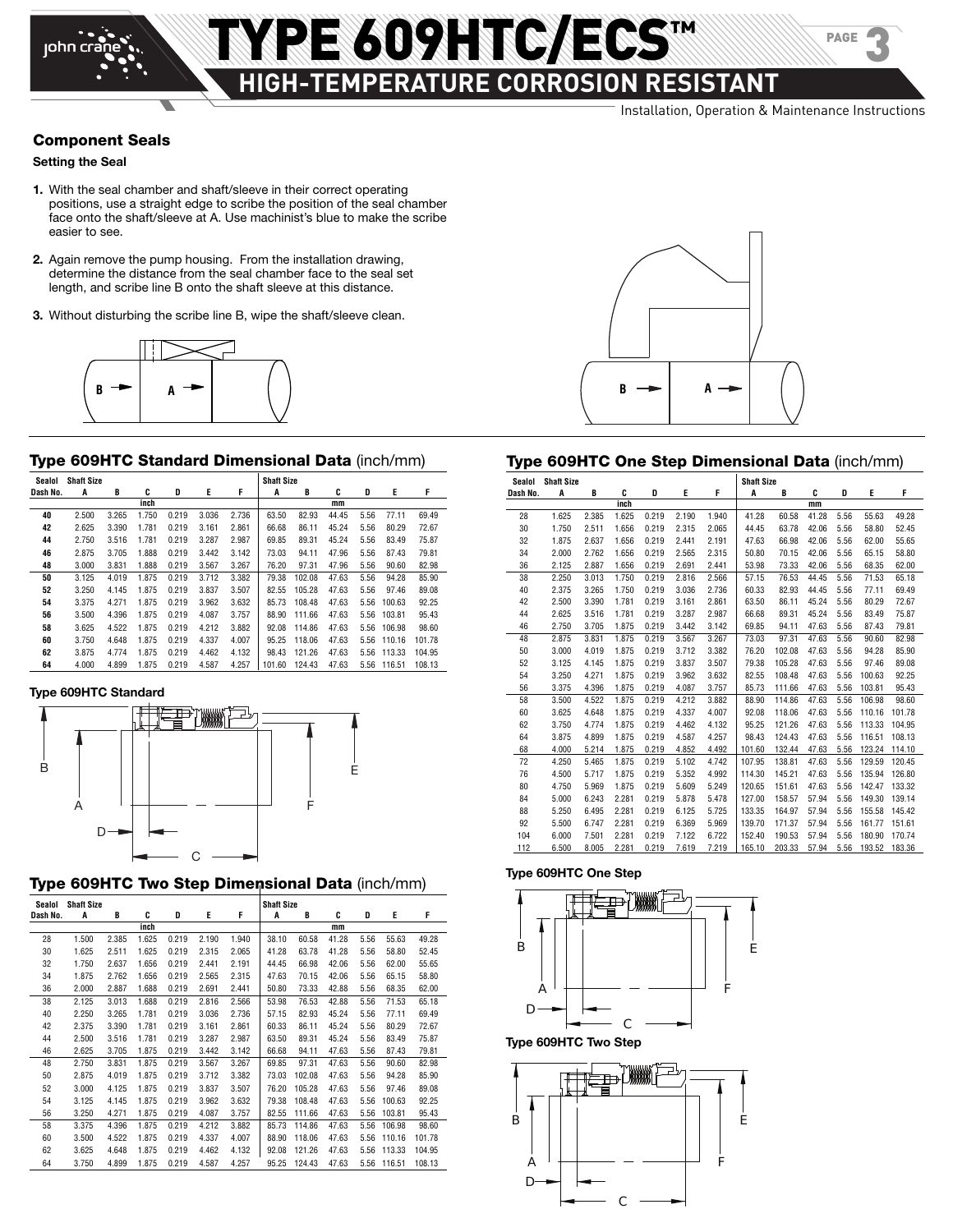# TYPE 609HTC/ECS™

## HIGH-TEMPERATURE CORROSION RESISTANT

Installation, Operation & Maintenance Instructions

### Component Seals

**Setting the Seal**

1. With the seal chamber and shaft/sleeve in their correct operating positions, use a straight edge to scribe the position of the seal chamber face onto the shaft/sleeve at A. Use machinist's blue to make the scribe easier to see.
2. Again remove the pump housing. From the installation drawing, determine the distance from the seal chamber face to the seal set length, and scribe line B onto the shaft sleeve at this distance.
3. Without disturbing the scribe line B, wipe the shaft/sleeve clean.

### Type 609HTC Standard Dimensional Data (inch/mm)

| Sealol Dash No. | Shaft Size A (inch) | B (inch) | C (inch) | D (inch) | E (inch) | F (inch) | Shaft Size A (mm) | B (mm) | C (mm) | D (mm) | E (mm) | F (mm) |
|---|---|---|---|---|---|---|---|---|---|---|---|---|
| 40 | 2.500 | 3.265 | 1.750 | 0.219 | 3.036 | 2.736 | 63.50 | 82.93 | 44.45 | 5.56 | 77.11 | 69.49 |
| 42 | 2.625 | 3.390 | 1.781 | 0.219 | 3.161 | 2.861 | 66.68 | 86.11 | 45.24 | 5.56 | 80.29 | 72.67 |
| 44 | 2.750 | 3.516 | 1.781 | 0.219 | 3.287 | 2.987 | 69.85 | 89.31 | 45.24 | 5.56 | 83.49 | 75.87 |
| 46 | 2.875 | 3.705 | 1.888 | 0.219 | 3.442 | 3.142 | 73.03 | 94.11 | 47.96 | 5.56 | 87.43 | 79.81 |
| 48 | 3.000 | 3.831 | 1.888 | 0.219 | 3.567 | 3.267 | 76.20 | 97.31 | 47.96 | 5.56 | 90.60 | 82.98 |
| 50 | 3.125 | 4.019 | 1.875 | 0.219 | 3.712 | 3.382 | 79.38 | 102.08 | 47.63 | 5.56 | 94.28 | 85.90 |
| 52 | 3.250 | 4.145 | 1.875 | 0.219 | 3.837 | 3.507 | 82.55 | 105.28 | 47.63 | 5.56 | 97.46 | 89.08 |
| 54 | 3.375 | 4.271 | 1.875 | 0.219 | 3.962 | 3.632 | 85.73 | 108.48 | 47.63 | 5.56 | 100.63 | 92.25 |
| 56 | 3.500 | 4.396 | 1.875 | 0.219 | 4.087 | 3.757 | 88.90 | 111.66 | 47.63 | 5.56 | 103.81 | 95.43 |
| 58 | 3.625 | 4.522 | 1.875 | 0.219 | 4.212 | 3.882 | 92.08 | 114.86 | 47.63 | 5.56 | 106.98 | 98.60 |
| 60 | 3.750 | 4.648 | 1.875 | 0.219 | 4.337 | 4.007 | 95.25 | 118.06 | 47.63 | 5.56 | 110.16 | 101.78 |
| 62 | 3.875 | 4.774 | 1.875 | 0.219 | 4.462 | 4.132 | 98.43 | 121.26 | 47.63 | 5.56 | 113.33 | 104.95 |
| 64 | 4.000 | 4.899 | 1.875 | 0.219 | 4.587 | 4.257 | 101.60 | 124.43 | 47.63 | 5.56 | 116.51 | 108.13 |

**Type 609HTC Standard**

### Type 609HTC Two Step Dimensional Data (inch/mm)

| Sealol Dash No. | Shaft Size A (inch) | B (inch) | C (inch) | D (inch) | E (inch) | F (inch) | Shaft Size A (mm) | B (mm) | C (mm) | D (mm) | E (mm) | F (mm) |
|---|---|---|---|---|---|---|---|---|---|---|---|---|
| 28 | 1.500 | 2.385 | 1.625 | 0.219 | 2.190 | 1.940 | 38.10 | 60.58 | 41.28 | 5.56 | 55.63 | 49.28 |
| 30 | 1.625 | 2.511 | 1.625 | 0.219 | 2.315 | 2.065 | 41.28 | 63.78 | 41.28 | 5.56 | 58.80 | 52.45 |
| 32 | 1.750 | 2.637 | 1.656 | 0.219 | 2.441 | 2.191 | 44.45 | 66.98 | 42.06 | 5.56 | 62.00 | 55.65 |
| 34 | 1.875 | 2.762 | 1.656 | 0.219 | 2.565 | 2.315 | 47.63 | 70.15 | 42.06 | 5.56 | 65.15 | 58.80 |
| 36 | 2.000 | 2.887 | 1.688 | 0.219 | 2.691 | 2.441 | 50.80 | 73.33 | 42.88 | 5.56 | 68.35 | 62.00 |
| 38 | 2.125 | 3.013 | 1.688 | 0.219 | 2.816 | 2.566 | 53.98 | 76.53 | 42.88 | 5.56 | 71.53 | 65.18 |
| 40 | 2.250 | 3.265 | 1.781 | 0.219 | 3.036 | 2.736 | 57.15 | 82.93 | 45.24 | 5.56 | 77.11 | 69.49 |
| 42 | 2.375 | 3.390 | 1.781 | 0.219 | 3.161 | 2.861 | 60.33 | 86.11 | 45.24 | 5.56 | 80.29 | 72.67 |
| 44 | 2.500 | 3.516 | 1.781 | 0.219 | 3.287 | 2.987 | 63.50 | 89.31 | 45.24 | 5.56 | 83.49 | 75.87 |
| 46 | 2.625 | 3.705 | 1.875 | 0.219 | 3.442 | 3.142 | 66.68 | 94.11 | 47.63 | 5.56 | 87.43 | 79.81 |
| 48 | 2.750 | 3.831 | 1.875 | 0.219 | 3.567 | 3.267 | 69.85 | 97.31 | 47.63 | 5.56 | 90.60 | 82.98 |
| 50 | 2.875 | 4.019 | 1.875 | 0.219 | 3.712 | 3.382 | 73.03 | 102.08 | 47.63 | 5.56 | 94.28 | 85.90 |
| 52 | 3.000 | 4.125 | 1.875 | 0.219 | 3.837 | 3.507 | 76.20 | 105.28 | 47.63 | 5.56 | 97.46 | 89.08 |
| 54 | 3.125 | 4.145 | 1.875 | 0.219 | 3.962 | 3.632 | 79.38 | 108.48 | 47.63 | 5.56 | 100.63 | 92.25 |
| 56 | 3.250 | 4.271 | 1.875 | 0.219 | 4.087 | 3.757 | 82.55 | 111.66 | 47.63 | 5.56 | 103.81 | 95.43 |
| 58 | 3.375 | 4.396 | 1.875 | 0.219 | 4.212 | 3.882 | 85.73 | 114.86 | 47.63 | 5.56 | 106.98 | 98.60 |
| 60 | 3.500 | 4.522 | 1.875 | 0.219 | 4.337 | 4.007 | 88.90 | 118.06 | 47.63 | 5.56 | 110.16 | 101.78 |
| 62 | 3.625 | 4.648 | 1.875 | 0.219 | 4.462 | 4.132 | 92.08 | 121.26 | 47.63 | 5.56 | 113.33 | 104.95 |
| 64 | 3.750 | 4.899 | 1.875 | 0.219 | 4.587 | 4.257 | 95.25 | 124.43 | 47.63 | 5.56 | 116.51 | 108.13 |

### Type 609HTC One Step Dimensional Data (inch/mm)

| Sealol Dash No. | Shaft Size A (inch) | B (inch) | C (inch) | D (inch) | E (inch) | F (inch) | Shaft Size A (mm) | B (mm) | C (mm) | D (mm) | E (mm) | F (mm) |
|---|---|---|---|---|---|---|---|---|---|---|---|---|
| 28 | 1.625 | 2.385 | 1.625 | 0.219 | 2.190 | 1.940 | 41.28 | 60.58 | 41.28 | 5.56 | 55.63 | 49.28 |
| 30 | 1.750 | 2.511 | 1.656 | 0.219 | 2.315 | 2.065 | 44.45 | 63.78 | 42.06 | 5.56 | 58.80 | 52.45 |
| 32 | 1.875 | 2.637 | 1.656 | 0.219 | 2.441 | 2.191 | 47.63 | 66.98 | 42.06 | 5.56 | 62.00 | 55.65 |
| 34 | 2.000 | 2.762 | 1.656 | 0.219 | 2.565 | 2.315 | 50.80 | 70.15 | 42.06 | 5.56 | 65.15 | 58.80 |
| 36 | 2.125 | 2.887 | 1.656 | 0.219 | 2.691 | 2.441 | 53.98 | 73.33 | 42.06 | 5.56 | 68.35 | 62.00 |
| 38 | 2.250 | 3.013 | 1.750 | 0.219 | 2.816 | 2.566 | 57.15 | 76.53 | 44.45 | 5.56 | 71.53 | 65.18 |
| 40 | 2.375 | 3.265 | 1.750 | 0.219 | 3.036 | 2.736 | 60.33 | 82.93 | 44.45 | 5.56 | 77.11 | 69.49 |
| 42 | 2.500 | 3.390 | 1.781 | 0.219 | 3.161 | 2.861 | 63.50 | 86.11 | 45.24 | 5.56 | 80.29 | 72.67 |
| 44 | 2.625 | 3.516 | 1.781 | 0.219 | 3.287 | 2.987 | 66.68 | 89.31 | 45.24 | 5.56 | 83.49 | 75.87 |
| 46 | 2.750 | 3.705 | 1.875 | 0.219 | 3.442 | 3.142 | 69.85 | 94.11 | 47.63 | 5.56 | 87.43 | 79.81 |
| 48 | 2.875 | 3.831 | 1.875 | 0.219 | 3.567 | 3.267 | 73.03 | 97.31 | 47.63 | 5.56 | 90.60 | 82.98 |
| 50 | 3.000 | 4.019 | 1.875 | 0.219 | 3.712 | 3.382 | 76.20 | 102.08 | 47.63 | 5.56 | 94.28 | 85.90 |
| 52 | 3.125 | 4.145 | 1.875 | 0.219 | 3.837 | 3.507 | 79.38 | 105.28 | 47.63 | 5.56 | 97.46 | 89.08 |
| 54 | 3.250 | 4.271 | 1.875 | 0.219 | 3.962 | 3.632 | 82.55 | 108.48 | 47.63 | 5.56 | 100.63 | 92.25 |
| 56 | 3.375 | 4.396 | 1.875 | 0.219 | 4.087 | 3.757 | 85.73 | 111.66 | 47.63 | 5.56 | 103.81 | 95.43 |
| 58 | 3.500 | 4.522 | 1.875 | 0.219 | 4.212 | 3.882 | 88.90 | 114.86 | 47.63 | 5.56 | 106.98 | 98.60 |
| 60 | 3.625 | 4.648 | 1.875 | 0.219 | 4.337 | 4.007 | 92.08 | 118.06 | 47.63 | 5.56 | 110.16 | 101.78 |
| 62 | 3.750 | 4.774 | 1.875 | 0.219 | 4.462 | 4.132 | 95.25 | 121.26 | 47.63 | 5.56 | 113.33 | 104.95 |
| 64 | 3.875 | 4.899 | 1.875 | 0.219 | 4.587 | 4.257 | 98.43 | 124.43 | 47.63 | 5.56 | 116.51 | 108.13 |
| 68 | 4.000 | 5.214 | 1.875 | 0.219 | 4.852 | 4.492 | 101.60 | 132.44 | 47.63 | 5.56 | 123.24 | 114.10 |
| 72 | 4.250 | 5.465 | 1.875 | 0.219 | 5.102 | 4.742 | 107.95 | 138.81 | 47.63 | 5.56 | 129.59 | 120.45 |
| 76 | 4.500 | 5.717 | 1.875 | 0.219 | 5.352 | 4.992 | 114.30 | 145.21 | 47.63 | 5.56 | 135.94 | 126.80 |
| 80 | 4.750 | 5.969 | 1.875 | 0.219 | 5.609 | 5.249 | 120.65 | 151.61 | 47.63 | 5.56 | 142.47 | 133.32 |
| 84 | 5.000 | 6.243 | 2.281 | 0.219 | 5.878 | 5.478 | 127.00 | 158.57 | 57.94 | 5.56 | 149.30 | 139.14 |
| 88 | 5.250 | 6.495 | 2.281 | 0.219 | 6.125 | 5.725 | 133.35 | 164.97 | 57.94 | 5.56 | 155.58 | 145.42 |
| 92 | 5.500 | 6.747 | 2.281 | 0.219 | 6.369 | 5.969 | 139.70 | 171.37 | 57.94 | 5.56 | 161.77 | 151.61 |
| 104 | 6.000 | 7.501 | 2.281 | 0.219 | 7.122 | 6.722 | 152.40 | 190.53 | 57.94 | 5.56 | 180.90 | 170.74 |
| 112 | 6.500 | 8.005 | 2.281 | 0.219 | 7.619 | 7.219 | 165.10 | 203.33 | 57.94 | 5.56 | 193.52 | 183.36 |

**Type 609HTC One Step**

**Type 609HTC Two Step**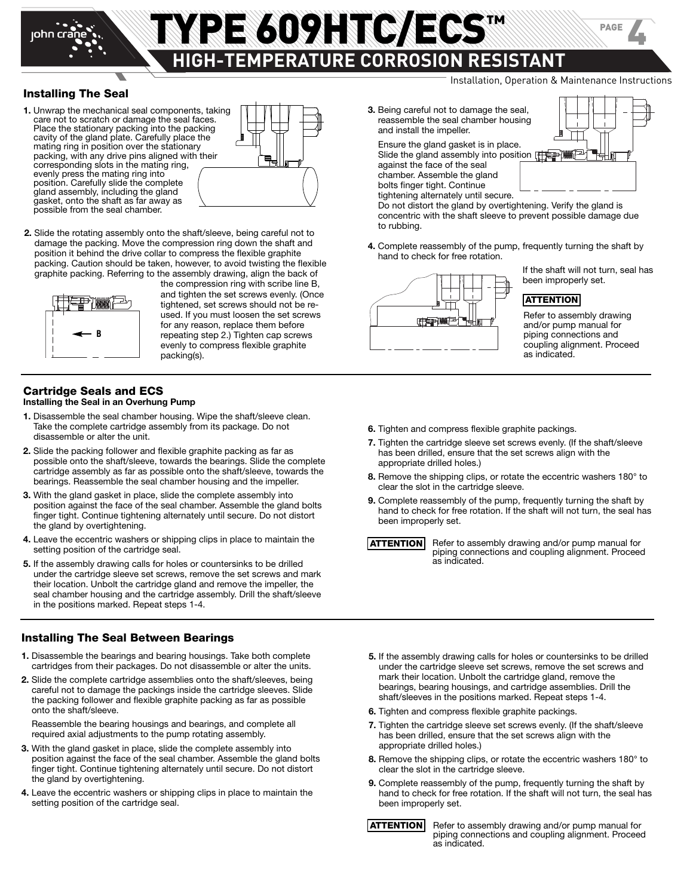# TYPE 609HTC/ECS™

## HIGH-TEMPERATURE CORROSION RESISTANT

Installation, Operation & Maintenance Instructions

### Installing The Seal

1. Unwrap the mechanical seal components, taking care not to scratch or damage the seal faces. Place the stationary packing into the packing cavity of the gland plate. Carefully place the mating ring in position over the stationary packing, with any drive pins aligned with their corresponding slots in the mating ring, evenly press the mating ring into position. Carefully slide the complete gland assembly, including the gland gasket, onto the shaft as far away as possible from the seal chamber.

2. Slide the rotating assembly onto the shaft/sleeve, being careful not to damage the packing. Move the compression ring down the shaft and position it behind the drive collar to compress the flexible graphite packing. Caution should be taken, however, to avoid twisting the flexible graphite packing. Referring to the assembly drawing, align the back of the compression ring with scribe line B, and tighten the set screws evenly. (Once tightened, set screws should not be re-used. If you must loosen the set screws for any reason, replace them before repeating step 2.) Tighten cap screws evenly to compress flexible graphite packing(s).

3. Being careful not to damage the seal, reassemble the seal chamber housing and install the impeller.

   Ensure the gland gasket is in place. Slide the gland assembly into position against the face of the seal chamber. Assemble the gland bolts finger tight. Continue tightening alternately until secure. Do not distort the gland by overtightening. Verify the gland is concentric with the shaft sleeve to prevent possible damage due to rubbing.

4. Complete reassembly of the pump, frequently turning the shaft by hand to check for free rotation.

   If the shaft will not turn, seal has been improperly set.

**ATTENTION** Refer to assembly drawing and/or pump manual for piping connections and coupling alignment. Proceed as indicated.

### Cartridge Seals and ECS

**Installing the Seal in an Overhung Pump**

1. Disassemble the seal chamber housing. Wipe the shaft/sleeve clean. Take the complete cartridge assembly from its package. Do not disassemble or alter the unit.
2. Slide the packing follower and flexible graphite packing as far as possible onto the shaft/sleeve, towards the bearings. Slide the complete cartridge assembly as far as possible onto the shaft/sleeve, towards the bearings. Reassemble the seal chamber housing and the impeller.
3. With the gland gasket in place, slide the complete assembly into position against the face of the seal chamber. Assemble the gland bolts finger tight. Continue tightening alternately until secure. Do not distort the gland by overtightening.
4. Leave the eccentric washers or shipping clips in place to maintain the setting position of the cartridge seal.
5. If the assembly drawing calls for holes or countersinks to be drilled under the cartridge sleeve set screws, remove the set screws and mark their location. Unbolt the cartridge gland and remove the impeller, the seal chamber housing and the cartridge assembly. Drill the shaft/sleeve in the positions marked. Repeat steps 1-4.
6. Tighten and compress flexible graphite packings.
7. Tighten the cartridge sleeve set screws evenly. (If the shaft/sleeve has been drilled, ensure that the set screws align with the appropriate drilled holes.)
8. Remove the shipping clips, or rotate the eccentric washers 180° to clear the slot in the cartridge sleeve.
9. Complete reassembly of the pump, frequently turning the shaft by hand to check for free rotation. If the shaft will not turn, the seal has been improperly set.

**ATTENTION** Refer to assembly drawing and/or pump manual for piping connections and coupling alignment. Proceed as indicated.

### Installing The Seal Between Bearings

1. Disassemble the bearings and bearing housings. Take both complete cartridges from their packages. Do not disassemble or alter the units.
2. Slide the complete cartridge assemblies onto the shaft/sleeves, being careful not to damage the packings inside the cartridge sleeves. Slide the packing follower and flexible graphite packing as far as possible onto the shaft/sleeve.

   Reassemble the bearing housings and bearings, and complete all required axial adjustments to the pump rotating assembly.
3. With the gland gasket in place, slide the complete assembly into position against the face of the seal chamber. Assemble the gland bolts finger tight. Continue tightening alternately until secure. Do not distort the gland by overtightening.
4. Leave the eccentric washers or shipping clips in place to maintain the setting position of the cartridge seal.
5. If the assembly drawing calls for holes or countersinks to be drilled under the cartridge sleeve set screws, remove the set screws and mark their location. Unbolt the cartridge gland, remove the bearings, bearing housings, and cartridge assemblies. Drill the shaft/sleeves in the positions marked. Repeat steps 1-4.
6. Tighten and compress flexible graphite packings.
7. Tighten the cartridge sleeve set screws evenly. (If the shaft/sleeve has been drilled, ensure that the set screws align with the appropriate drilled holes.)
8. Remove the shipping clips, or rotate the eccentric washers 180° to clear the slot in the cartridge sleeve.
9. Complete reassembly of the pump, frequently turning the shaft by hand to check for free rotation. If the shaft will not turn, the seal has been improperly set.

**ATTENTION** Refer to assembly drawing and/or pump manual for piping connections and coupling alignment. Proceed as indicated.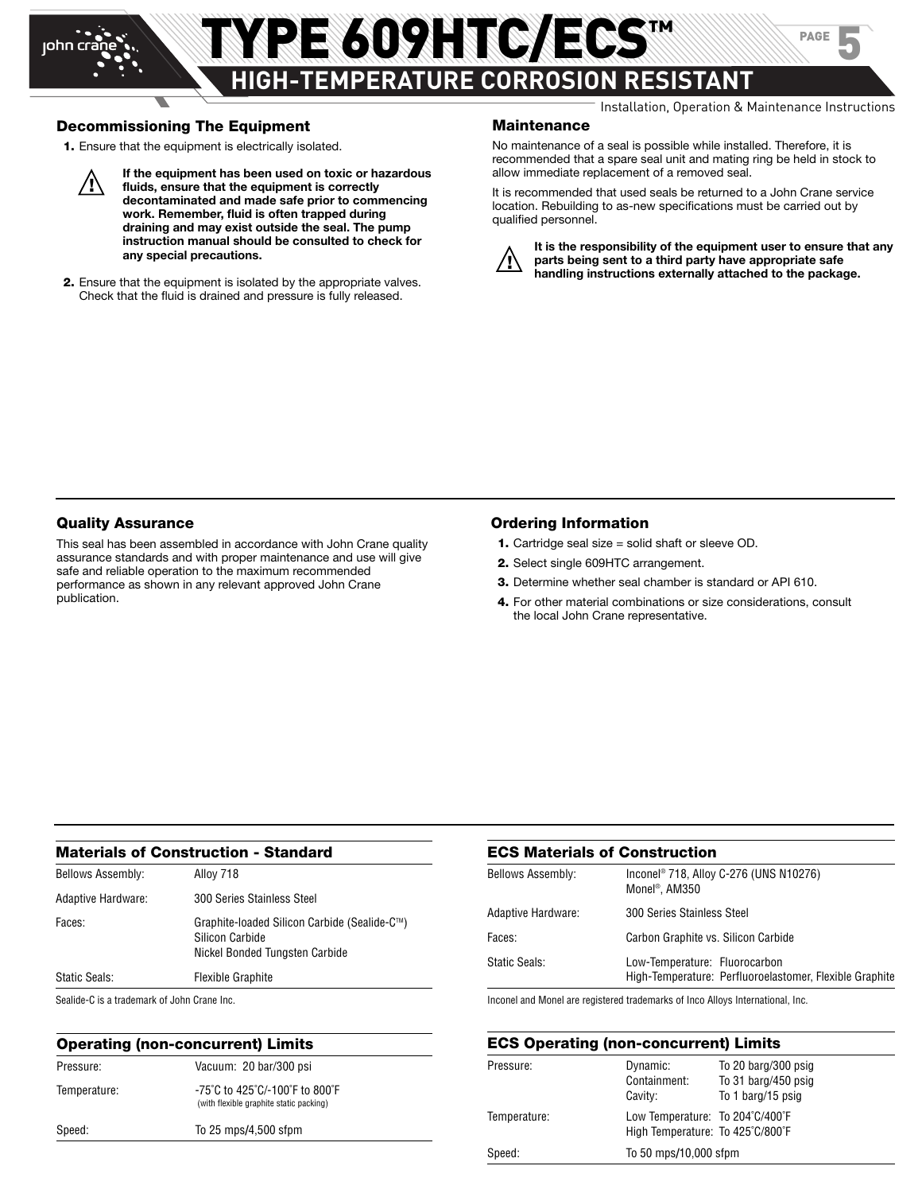## Decommissioning The Equipment

1. Ensure that the equipment is electrically isolated.

> ⚠ **If the equipment has been used on toxic or hazardous fluids, ensure that the equipment is correctly decontaminated and made safe prior to commencing work. Remember, fluid is often trapped during draining and may exist outside the seal. The pump instruction manual should be consulted to check for any special precautions.**

2. Ensure that the equipment is isolated by the appropriate valves. Check that the fluid is drained and pressure is fully released.

## Maintenance

No maintenance of a seal is possible while installed. Therefore, it is recommended that a spare seal unit and mating ring be held in stock to allow immediate replacement of a removed seal.

It is recommended that used seals be returned to a John Crane service location. Rebuilding to as-new specifications must be carried out by qualified personnel.

> ⚠ **It is the responsibility of the equipment user to ensure that any parts being sent to a third party have appropriate safe handling instructions externally attached to the package.**

## Quality Assurance

This seal has been assembled in accordance with John Crane quality assurance standards and with proper maintenance and use will give safe and reliable operation to the maximum recommended performance as shown in any relevant approved John Crane publication.

## Ordering Information

1. Cartridge seal size = solid shaft or sleeve OD.
2. Select single 609HTC arrangement.
3. Determine whether seal chamber is standard or API 610.
4. For other material combinations or size considerations, consult the local John Crane representative.

### Materials of Construction - Standard

| | |
|---|---|
| Bellows Assembly: | Alloy 718 |
| Adaptive Hardware: | 300 Series Stainless Steel |
| Faces: | Graphite-loaded Silicon Carbide (Sealide-C™)<br>Silicon Carbide<br>Nickel Bonded Tungsten Carbide |
| Static Seals: | Flexible Graphite |

Sealide-C is a trademark of John Crane Inc.

### Operating (non-concurrent) Limits

| | |
|---|---|
| Pressure: | Vacuum: 20 bar/300 psi |
| Temperature: | -75˚C to 425˚C/-100˚F to 800˚F<br>(with flexible graphite static packing) |
| Speed: | To 25 mps/4,500 sfpm |

### ECS Materials of Construction

| | |
|---|---|
| Bellows Assembly: | Inconel® 718, Alloy C-276 (UNS N10276)<br>Monel®, AM350 |
| Adaptive Hardware: | 300 Series Stainless Steel |
| Faces: | Carbon Graphite vs. Silicon Carbide |
| Static Seals: | Low-Temperature: Fluorocarbon<br>High-Temperature: Perfluoroelastomer, Flexible Graphite |

Inconel and Monel are registered trademarks of Inco Alloys International, Inc.

### ECS Operating (non-concurrent) Limits

| | | |
|---|---|---|
| Pressure: | Dynamic: | To 20 barg/300 psig |
| | Containment: | To 31 barg/450 psig |
| | Cavity: | To 1 barg/15 psig |
| Temperature: | Low Temperature: | To 204˚C/400˚F |
| | High Temperature: | To 425˚C/800˚F |
| Speed: | To 50 mps/10,000 sfpm | |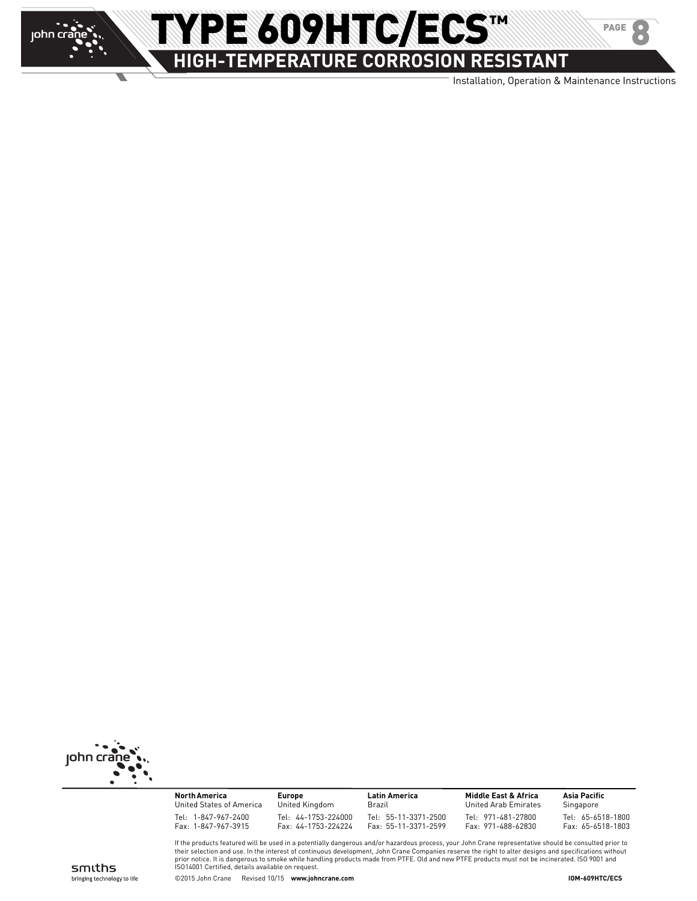| North America | Europe | Latin America | Middle East & Africa | Asia Pacific |
| --- | --- | --- | --- | --- |
| United States of America | United Kingdom | Brazil | United Arab Emirates | Singapore |
| Tel: 1-847-967-2400 | Tel: 44-1753-224000 | Tel: 55-11-3371-2500 | Tel: 971-481-27800 | Tel: 65-6518-1800 |
| Fax: 1-847-967-3915 | Fax: 44-1753-224224 | Fax: 55-11-3371-2599 | Fax: 971-488-62830 | Fax: 65-6518-1803 |

If the products featured will be used in a potentially dangerous and/or hazardous process, your John Crane representative should be consulted prior to their selection and use. In the interest of continuous development, John Crane Companies reserve the right to alter designs and specifications without prior notice. It is dangerous to smoke while handling products made from PTFE. Old and new PTFE products must not be incinerated. ISO 9001 and ISO14001 Certified, details available on request.

smiths
bringing technology to life

©2015 John Crane Revised 10/15 **www.johncrane.com**

**IOM-609HTC/ECS**